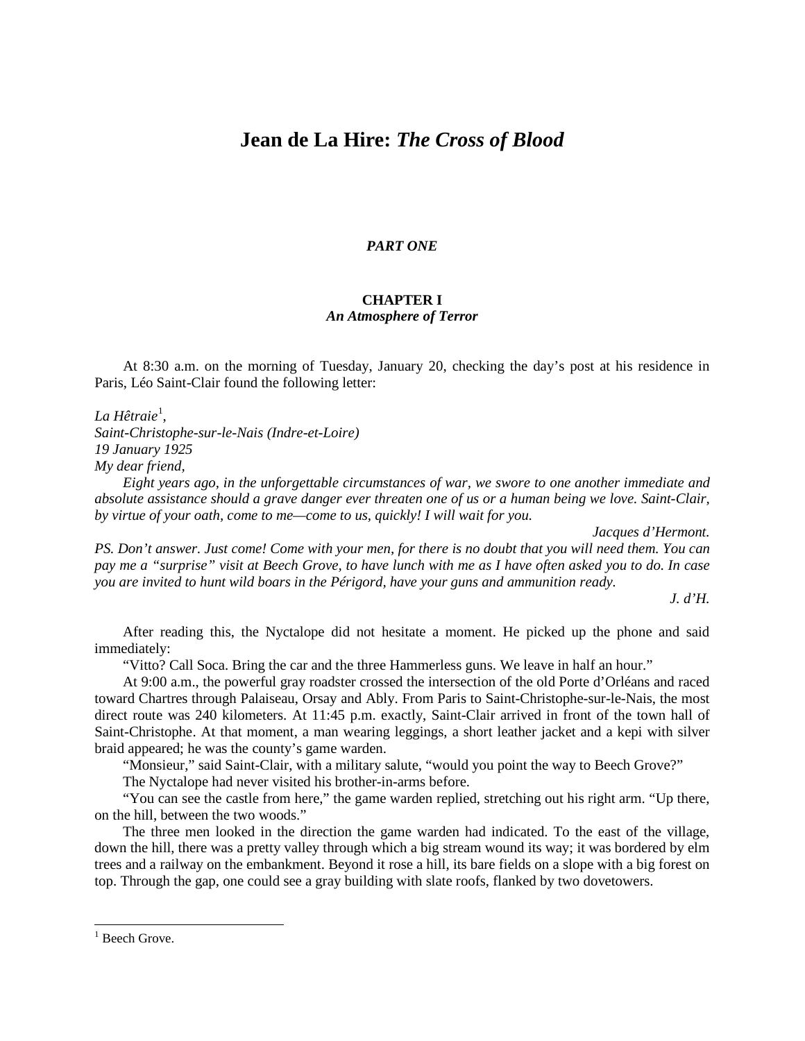# Jean de La Hire: *The Cross of Blood*

***PART ONE***

## CHAPTER I
### *An Atmosphere of Terror*

At 8:30 a.m. on the morning of Tuesday, January 20, checking the day's post at his residence in Paris, Léo Saint-Clair found the following letter:

*La Hêtraie*[1],
*Saint-Christophe-sur-le-Nais (Indre-et-Loire)*
*19 January 1925*
*My dear friend,*

*Eight years ago, in the unforgettable circumstances of war, we swore to one another immediate and absolute assistance should a grave danger ever threaten one of us or a human being we love. Saint-Clair, by virtue of your oath, come to me—come to us, quickly! I will wait for you.*

*Jacques d'Hermont.*

*PS. Don't answer. Just come! Come with your men, for there is no doubt that you will need them. You can pay me a "surprise" visit at Beech Grove, to have lunch with me as I have often asked you to do. In case you are invited to hunt wild boars in the Périgord, have your guns and ammunition ready.*

*J. d'H.*

After reading this, the Nyctalope did not hesitate a moment. He picked up the phone and said immediately:

"Vitto? Call Soca. Bring the car and the three Hammerless guns. We leave in half an hour."

At 9:00 a.m., the powerful gray roadster crossed the intersection of the old Porte d'Orléans and raced toward Chartres through Palaiseau, Orsay and Ably. From Paris to Saint-Christophe-sur-le-Nais, the most direct route was 240 kilometers. At 11:45 p.m. exactly, Saint-Clair arrived in front of the town hall of Saint-Christophe. At that moment, a man wearing leggings, a short leather jacket and a kepi with silver braid appeared; he was the county's game warden.

"Monsieur," said Saint-Clair, with a military salute, "would you point the way to Beech Grove?"

The Nyctalope had never visited his brother-in-arms before.

"You can see the castle from here," the game warden replied, stretching out his right arm. "Up there, on the hill, between the two woods."

The three men looked in the direction the game warden had indicated. To the east of the village, down the hill, there was a pretty valley through which a big stream wound its way; it was bordered by elm trees and a railway on the embankment. Beyond it rose a hill, its bare fields on a slope with a big forest on top. Through the gap, one could see a gray building with slate roofs, flanked by two dovetowers.

---

[1] Beech Grove.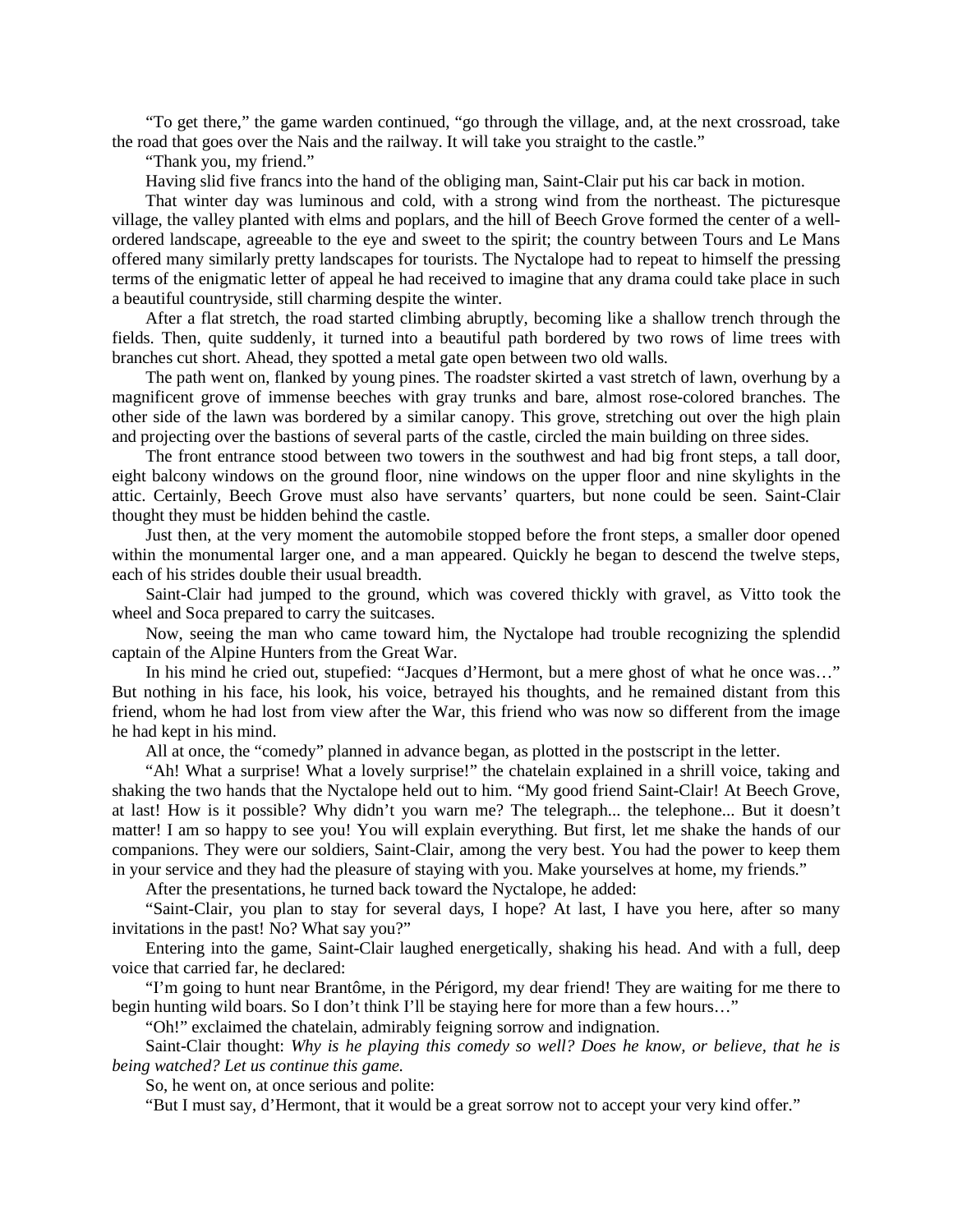"To get there," the game warden continued, "go through the village, and, at the next crossroad, take the road that goes over the Nais and the railway. It will take you straight to the castle."

"Thank you, my friend."

Having slid five francs into the hand of the obliging man, Saint-Clair put his car back in motion.

That winter day was luminous and cold, with a strong wind from the northeast. The picturesque village, the valley planted with elms and poplars, and the hill of Beech Grove formed the center of a well-ordered landscape, agreeable to the eye and sweet to the spirit; the country between Tours and Le Mans offered many similarly pretty landscapes for tourists. The Nyctalope had to repeat to himself the pressing terms of the enigmatic letter of appeal he had received to imagine that any drama could take place in such a beautiful countryside, still charming despite the winter.

After a flat stretch, the road started climbing abruptly, becoming like a shallow trench through the fields. Then, quite suddenly, it turned into a beautiful path bordered by two rows of lime trees with branches cut short. Ahead, they spotted a metal gate open between two old walls.

The path went on, flanked by young pines. The roadster skirted a vast stretch of lawn, overhung by a magnificent grove of immense beeches with gray trunks and bare, almost rose-colored branches. The other side of the lawn was bordered by a similar canopy. This grove, stretching out over the high plain and projecting over the bastions of several parts of the castle, circled the main building on three sides.

The front entrance stood between two towers in the southwest and had big front steps, a tall door, eight balcony windows on the ground floor, nine windows on the upper floor and nine skylights in the attic. Certainly, Beech Grove must also have servants' quarters, but none could be seen. Saint-Clair thought they must be hidden behind the castle.

Just then, at the very moment the automobile stopped before the front steps, a smaller door opened within the monumental larger one, and a man appeared. Quickly he began to descend the twelve steps, each of his strides double their usual breadth.

Saint-Clair had jumped to the ground, which was covered thickly with gravel, as Vitto took the wheel and Soca prepared to carry the suitcases.

Now, seeing the man who came toward him, the Nyctalope had trouble recognizing the splendid captain of the Alpine Hunters from the Great War.

In his mind he cried out, stupefied: "Jacques d'Hermont, but a mere ghost of what he once was…" But nothing in his face, his look, his voice, betrayed his thoughts, and he remained distant from this friend, whom he had lost from view after the War, this friend who was now so different from the image he had kept in his mind.

All at once, the "comedy" planned in advance began, as plotted in the postscript in the letter.

"Ah! What a surprise! What a lovely surprise!" the chatelain explained in a shrill voice, taking and shaking the two hands that the Nyctalope held out to him. "My good friend Saint-Clair! At Beech Grove, at last! How is it possible? Why didn't you warn me? The telegraph... the telephone... But it doesn't matter! I am so happy to see you! You will explain everything. But first, let me shake the hands of our companions. They were our soldiers, Saint-Clair, among the very best. You had the power to keep them in your service and they had the pleasure of staying with you. Make yourselves at home, my friends."

After the presentations, he turned back toward the Nyctalope, he added:

"Saint-Clair, you plan to stay for several days, I hope? At last, I have you here, after so many invitations in the past! No? What say you?"

Entering into the game, Saint-Clair laughed energetically, shaking his head. And with a full, deep voice that carried far, he declared:

"I'm going to hunt near Brantôme, in the Périgord, my dear friend! They are waiting for me there to begin hunting wild boars. So I don't think I'll be staying here for more than a few hours…"

"Oh!" exclaimed the chatelain, admirably feigning sorrow and indignation.

Saint-Clair thought: *Why is he playing this comedy so well? Does he know, or believe, that he is being watched? Let us continue this game.*

So, he went on, at once serious and polite:

"But I must say, d'Hermont, that it would be a great sorrow not to accept your very kind offer."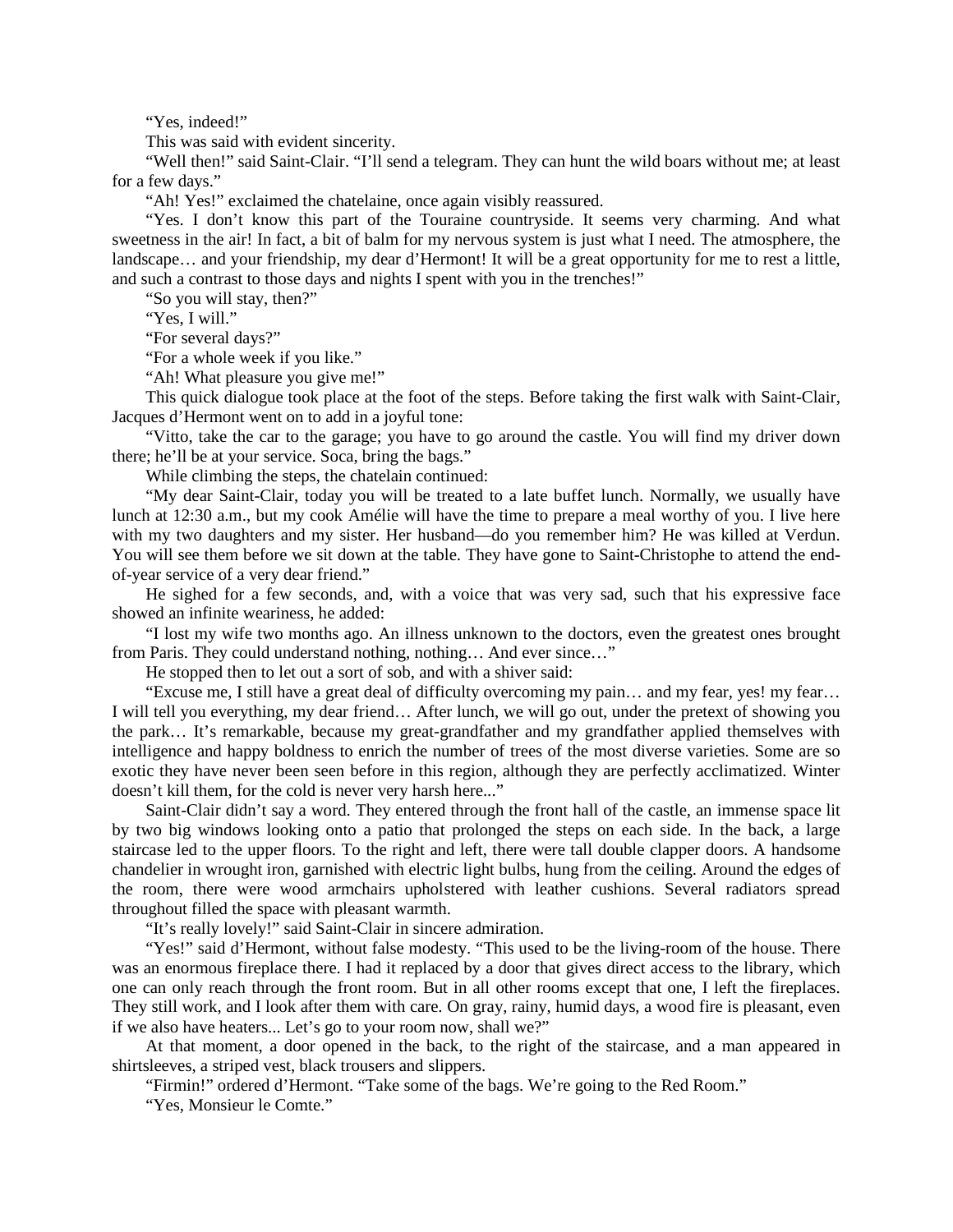“Yes, indeed!”

This was said with evident sincerity.

“Well then!” said Saint-Clair. “I’ll send a telegram. They can hunt the wild boars without me; at least for a few days.”

“Ah! Yes!” exclaimed the chatelaine, once again visibly reassured.

“Yes. I don’t know this part of the Touraine countryside. It seems very charming. And what sweetness in the air! In fact, a bit of balm for my nervous system is just what I need. The atmosphere, the landscape… and your friendship, my dear d’Hermont! It will be a great opportunity for me to rest a little, and such a contrast to those days and nights I spent with you in the trenches!”

“So you will stay, then?”

“Yes, I will.”

“For several days?”

“For a whole week if you like.”

“Ah! What pleasure you give me!”

This quick dialogue took place at the foot of the steps. Before taking the first walk with Saint-Clair, Jacques d’Hermont went on to add in a joyful tone:

“Vitto, take the car to the garage; you have to go around the castle. You will find my driver down there; he’ll be at your service. Soca, bring the bags.”

While climbing the steps, the chatelain continued:

“My dear Saint-Clair, today you will be treated to a late buffet lunch. Normally, we usually have lunch at 12:30 a.m., but my cook Amélie will have the time to prepare a meal worthy of you. I live here with my two daughters and my sister. Her husband—do you remember him? He was killed at Verdun. You will see them before we sit down at the table. They have gone to Saint-Christophe to attend the end-of-year service of a very dear friend.”

He sighed for a few seconds, and, with a voice that was very sad, such that his expressive face showed an infinite weariness, he added:

“I lost my wife two months ago. An illness unknown to the doctors, even the greatest ones brought from Paris. They could understand nothing, nothing… And ever since…”

He stopped then to let out a sort of sob, and with a shiver said:

“Excuse me, I still have a great deal of difficulty overcoming my pain… and my fear, yes! my fear… I will tell you everything, my dear friend… After lunch, we will go out, under the pretext of showing you the park… It’s remarkable, because my great-grandfather and my grandfather applied themselves with intelligence and happy boldness to enrich the number of trees of the most diverse varieties. Some are so exotic they have never been seen before in this region, although they are perfectly acclimatized. Winter doesn’t kill them, for the cold is never very harsh here...”

Saint-Clair didn’t say a word. They entered through the front hall of the castle, an immense space lit by two big windows looking onto a patio that prolonged the steps on each side. In the back, a large staircase led to the upper floors. To the right and left, there were tall double clapper doors. A handsome chandelier in wrought iron, garnished with electric light bulbs, hung from the ceiling. Around the edges of the room, there were wood armchairs upholstered with leather cushions. Several radiators spread throughout filled the space with pleasant warmth.

“It’s really lovely!” said Saint-Clair in sincere admiration.

“Yes!” said d’Hermont, without false modesty. “This used to be the living-room of the house. There was an enormous fireplace there. I had it replaced by a door that gives direct access to the library, which one can only reach through the front room. But in all other rooms except that one, I left the fireplaces. They still work, and I look after them with care. On gray, rainy, humid days, a wood fire is pleasant, even if we also have heaters... Let’s go to your room now, shall we?”

At that moment, a door opened in the back, to the right of the staircase, and a man appeared in shirtsleeves, a striped vest, black trousers and slippers.

“Firmin!” ordered d’Hermont. “Take some of the bags. We’re going to the Red Room.”

“Yes, Monsieur le Comte.”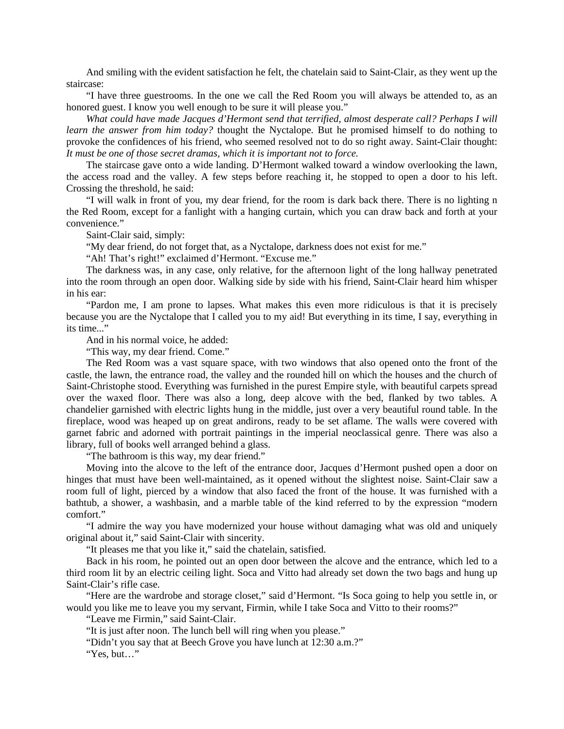And smiling with the evident satisfaction he felt, the chatelain said to Saint-Clair, as they went up the staircase:

"I have three guestrooms. In the one we call the Red Room you will always be attended to, as an honored guest. I know you well enough to be sure it will please you."

*What could have made Jacques d'Hermont send that terrified, almost desperate call? Perhaps I will learn the answer from him today?* thought the Nyctalope. But he promised himself to do nothing to provoke the confidences of his friend, who seemed resolved not to do so right away. Saint-Clair thought: *It must be one of those secret dramas, which it is important not to force.*

The staircase gave onto a wide landing. D'Hermont walked toward a window overlooking the lawn, the access road and the valley. A few steps before reaching it, he stopped to open a door to his left. Crossing the threshold, he said:

"I will walk in front of you, my dear friend, for the room is dark back there. There is no lighting n the Red Room, except for a fanlight with a hanging curtain, which you can draw back and forth at your convenience."

Saint-Clair said, simply:

"My dear friend, do not forget that, as a Nyctalope, darkness does not exist for me."

"Ah! That's right!" exclaimed d'Hermont. "Excuse me."

The darkness was, in any case, only relative, for the afternoon light of the long hallway penetrated into the room through an open door. Walking side by side with his friend, Saint-Clair heard him whisper in his ear:

"Pardon me, I am prone to lapses. What makes this even more ridiculous is that it is precisely because you are the Nyctalope that I called you to my aid! But everything in its time, I say, everything in its time..."

And in his normal voice, he added:

"This way, my dear friend. Come."

The Red Room was a vast square space, with two windows that also opened onto the front of the castle, the lawn, the entrance road, the valley and the rounded hill on which the houses and the church of Saint-Christophe stood. Everything was furnished in the purest Empire style, with beautiful carpets spread over the waxed floor. There was also a long, deep alcove with the bed, flanked by two tables. A chandelier garnished with electric lights hung in the middle, just over a very beautiful round table. In the fireplace, wood was heaped up on great andirons, ready to be set aflame. The walls were covered with garnet fabric and adorned with portrait paintings in the imperial neoclassical genre. There was also a library, full of books well arranged behind a glass.

"The bathroom is this way, my dear friend."

Moving into the alcove to the left of the entrance door, Jacques d'Hermont pushed open a door on hinges that must have been well-maintained, as it opened without the slightest noise. Saint-Clair saw a room full of light, pierced by a window that also faced the front of the house. It was furnished with a bathtub, a shower, a washbasin, and a marble table of the kind referred to by the expression "modern comfort."

"I admire the way you have modernized your house without damaging what was old and uniquely original about it," said Saint-Clair with sincerity.

"It pleases me that you like it," said the chatelain, satisfied.

Back in his room, he pointed out an open door between the alcove and the entrance, which led to a third room lit by an electric ceiling light. Soca and Vitto had already set down the two bags and hung up Saint-Clair's rifle case.

"Here are the wardrobe and storage closet," said d'Hermont. "Is Soca going to help you settle in, or would you like me to leave you my servant, Firmin, while I take Soca and Vitto to their rooms?"

"Leave me Firmin," said Saint-Clair.

"It is just after noon. The lunch bell will ring when you please."

"Didn't you say that at Beech Grove you have lunch at 12:30 a.m.?"

"Yes, but…"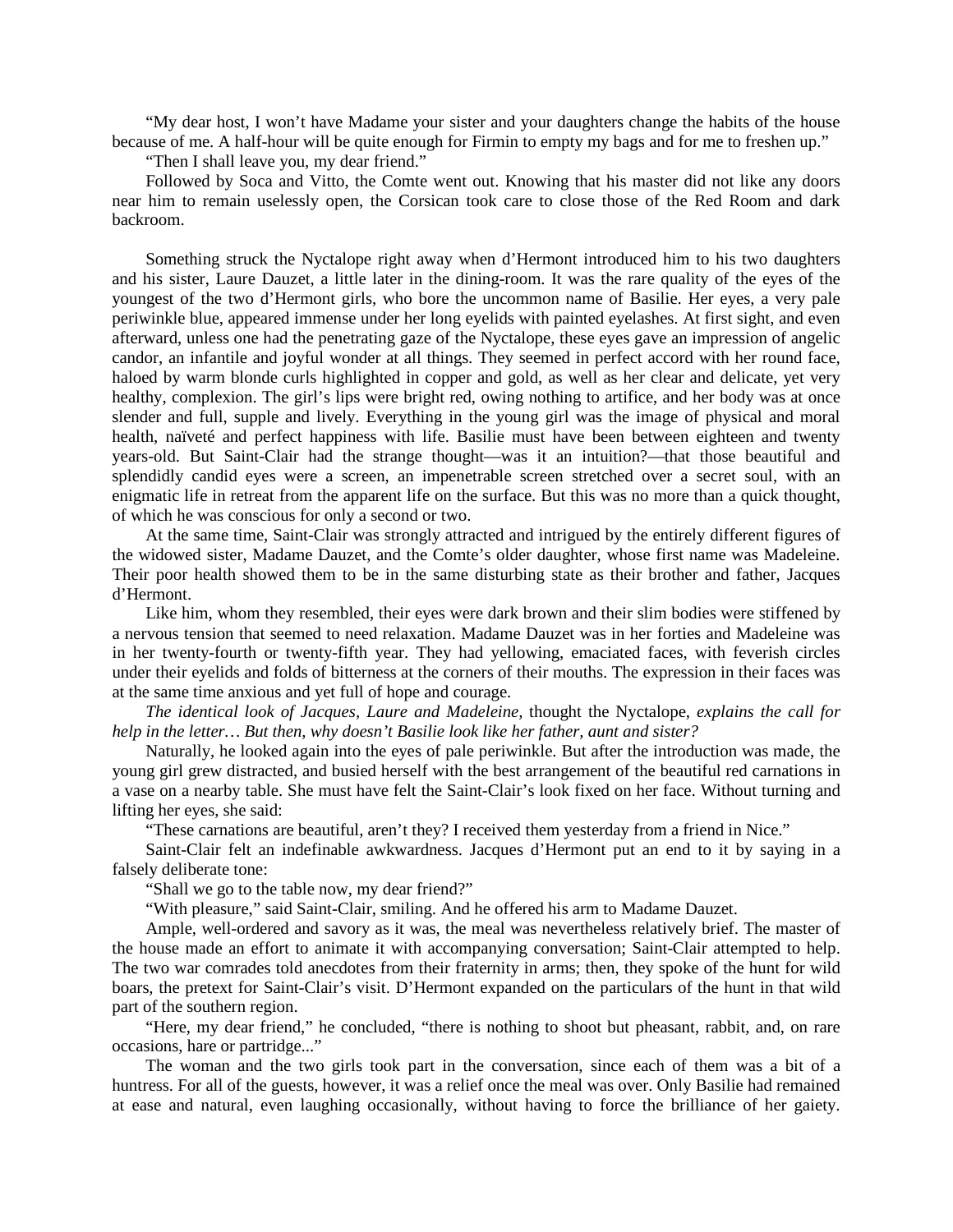"My dear host, I won't have Madame your sister and your daughters change the habits of the house because of me. A half-hour will be quite enough for Firmin to empty my bags and for me to freshen up."

"Then I shall leave you, my dear friend."

Followed by Soca and Vitto, the Comte went out. Knowing that his master did not like any doors near him to remain uselessly open, the Corsican took care to close those of the Red Room and dark backroom.

Something struck the Nyctalope right away when d'Hermont introduced him to his two daughters and his sister, Laure Dauzet, a little later in the dining-room. It was the rare quality of the eyes of the youngest of the two d'Hermont girls, who bore the uncommon name of Basilie. Her eyes, a very pale periwinkle blue, appeared immense under her long eyelids with painted eyelashes. At first sight, and even afterward, unless one had the penetrating gaze of the Nyctalope, these eyes gave an impression of angelic candor, an infantile and joyful wonder at all things. They seemed in perfect accord with her round face, haloed by warm blonde curls highlighted in copper and gold, as well as her clear and delicate, yet very healthy, complexion. The girl's lips were bright red, owing nothing to artifice, and her body was at once slender and full, supple and lively. Everything in the young girl was the image of physical and moral health, naïveté and perfect happiness with life. Basilie must have been between eighteen and twenty years-old. But Saint-Clair had the strange thought—was it an intuition?—that those beautiful and splendidly candid eyes were a screen, an impenetrable screen stretched over a secret soul, with an enigmatic life in retreat from the apparent life on the surface. But this was no more than a quick thought, of which he was conscious for only a second or two.

At the same time, Saint-Clair was strongly attracted and intrigued by the entirely different figures of the widowed sister, Madame Dauzet, and the Comte's older daughter, whose first name was Madeleine. Their poor health showed them to be in the same disturbing state as their brother and father, Jacques d'Hermont.

Like him, whom they resembled, their eyes were dark brown and their slim bodies were stiffened by a nervous tension that seemed to need relaxation. Madame Dauzet was in her forties and Madeleine was in her twenty-fourth or twenty-fifth year. They had yellowing, emaciated faces, with feverish circles under their eyelids and folds of bitterness at the corners of their mouths. The expression in their faces was at the same time anxious and yet full of hope and courage.

*The identical look of Jacques, Laure and Madeleine,* thought the Nyctalope, *explains the call for help in the letter… But then, why doesn't Basilie look like her father, aunt and sister?*

Naturally, he looked again into the eyes of pale periwinkle. But after the introduction was made, the young girl grew distracted, and busied herself with the best arrangement of the beautiful red carnations in a vase on a nearby table. She must have felt the Saint-Clair's look fixed on her face. Without turning and lifting her eyes, she said:

"These carnations are beautiful, aren't they? I received them yesterday from a friend in Nice."

Saint-Clair felt an indefinable awkwardness. Jacques d'Hermont put an end to it by saying in a falsely deliberate tone:

"Shall we go to the table now, my dear friend?"

"With pleasure," said Saint-Clair, smiling. And he offered his arm to Madame Dauzet.

Ample, well-ordered and savory as it was, the meal was nevertheless relatively brief. The master of the house made an effort to animate it with accompanying conversation; Saint-Clair attempted to help. The two war comrades told anecdotes from their fraternity in arms; then, they spoke of the hunt for wild boars, the pretext for Saint-Clair's visit. D'Hermont expanded on the particulars of the hunt in that wild part of the southern region.

"Here, my dear friend," he concluded, "there is nothing to shoot but pheasant, rabbit, and, on rare occasions, hare or partridge..."

The woman and the two girls took part in the conversation, since each of them was a bit of a huntress. For all of the guests, however, it was a relief once the meal was over. Only Basilie had remained at ease and natural, even laughing occasionally, without having to force the brilliance of her gaiety.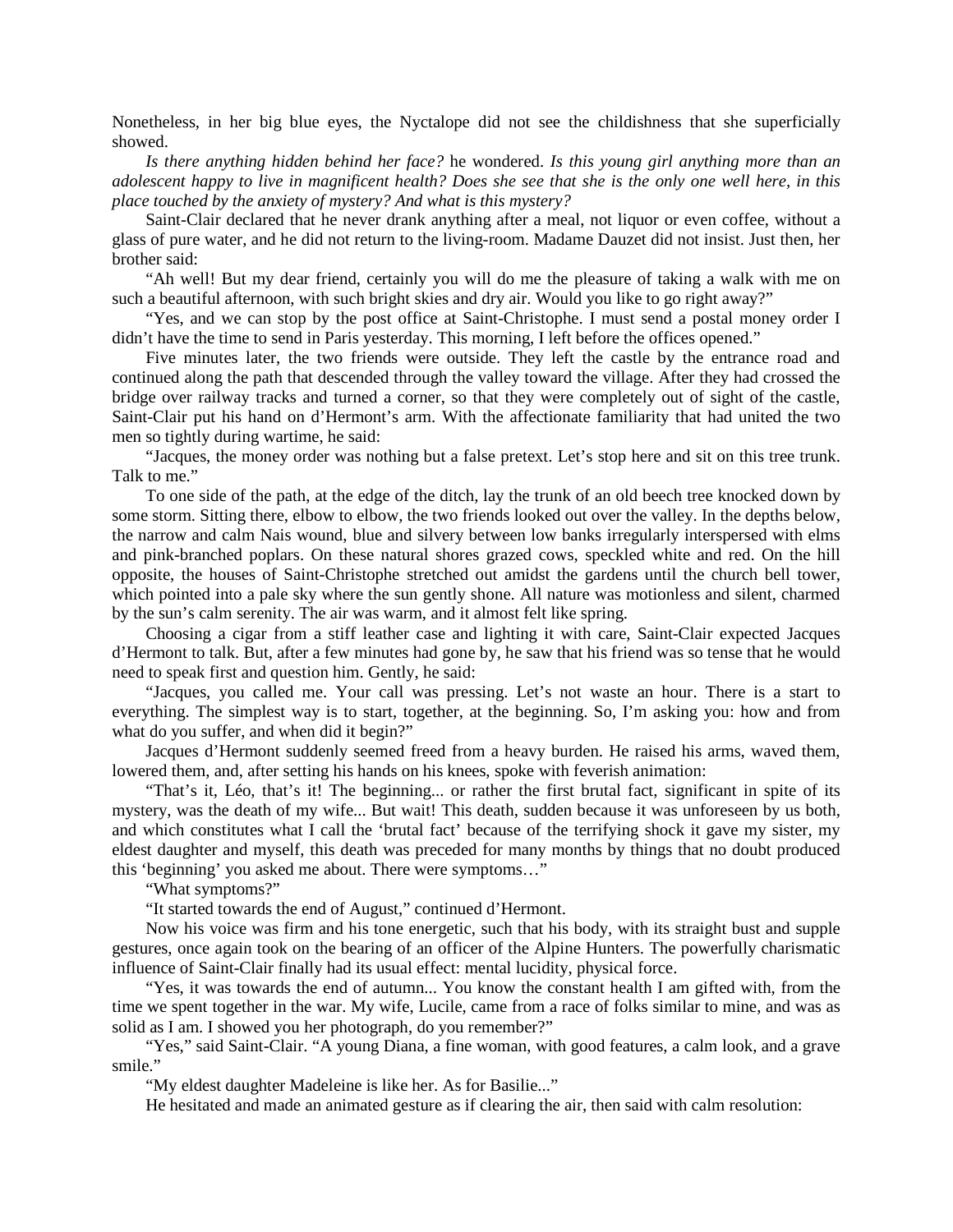Nonetheless, in her big blue eyes, the Nyctalope did not see the childishness that she superficially showed.

*Is there anything hidden behind her face?* he wondered. *Is this young girl anything more than an adolescent happy to live in magnificent health? Does she see that she is the only one well here, in this place touched by the anxiety of mystery? And what is this mystery?*

Saint-Clair declared that he never drank anything after a meal, not liquor or even coffee, without a glass of pure water, and he did not return to the living-room. Madame Dauzet did not insist. Just then, her brother said:

"Ah well! But my dear friend, certainly you will do me the pleasure of taking a walk with me on such a beautiful afternoon, with such bright skies and dry air. Would you like to go right away?"

"Yes, and we can stop by the post office at Saint-Christophe. I must send a postal money order I didn't have the time to send in Paris yesterday. This morning, I left before the offices opened."

Five minutes later, the two friends were outside. They left the castle by the entrance road and continued along the path that descended through the valley toward the village. After they had crossed the bridge over railway tracks and turned a corner, so that they were completely out of sight of the castle, Saint-Clair put his hand on d'Hermont's arm. With the affectionate familiarity that had united the two men so tightly during wartime, he said:

"Jacques, the money order was nothing but a false pretext. Let's stop here and sit on this tree trunk. Talk to me."

To one side of the path, at the edge of the ditch, lay the trunk of an old beech tree knocked down by some storm. Sitting there, elbow to elbow, the two friends looked out over the valley. In the depths below, the narrow and calm Nais wound, blue and silvery between low banks irregularly interspersed with elms and pink-branched poplars. On these natural shores grazed cows, speckled white and red. On the hill opposite, the houses of Saint-Christophe stretched out amidst the gardens until the church bell tower, which pointed into a pale sky where the sun gently shone. All nature was motionless and silent, charmed by the sun's calm serenity. The air was warm, and it almost felt like spring.

Choosing a cigar from a stiff leather case and lighting it with care, Saint-Clair expected Jacques d'Hermont to talk. But, after a few minutes had gone by, he saw that his friend was so tense that he would need to speak first and question him. Gently, he said:

"Jacques, you called me. Your call was pressing. Let's not waste an hour. There is a start to everything. The simplest way is to start, together, at the beginning. So, I'm asking you: how and from what do you suffer, and when did it begin?"

Jacques d'Hermont suddenly seemed freed from a heavy burden. He raised his arms, waved them, lowered them, and, after setting his hands on his knees, spoke with feverish animation:

"That's it, Léo, that's it! The beginning... or rather the first brutal fact, significant in spite of its mystery, was the death of my wife... But wait! This death, sudden because it was unforeseen by us both, and which constitutes what I call the 'brutal fact' because of the terrifying shock it gave my sister, my eldest daughter and myself, this death was preceded for many months by things that no doubt produced this 'beginning' you asked me about. There were symptoms…"

"What symptoms?"

"It started towards the end of August," continued d'Hermont.

Now his voice was firm and his tone energetic, such that his body, with its straight bust and supple gestures, once again took on the bearing of an officer of the Alpine Hunters. The powerfully charismatic influence of Saint-Clair finally had its usual effect: mental lucidity, physical force.

"Yes, it was towards the end of autumn... You know the constant health I am gifted with, from the time we spent together in the war. My wife, Lucile, came from a race of folks similar to mine, and was as solid as I am. I showed you her photograph, do you remember?"

"Yes," said Saint-Clair. "A young Diana, a fine woman, with good features, a calm look, and a grave smile."

"My eldest daughter Madeleine is like her. As for Basilie..."

He hesitated and made an animated gesture as if clearing the air, then said with calm resolution: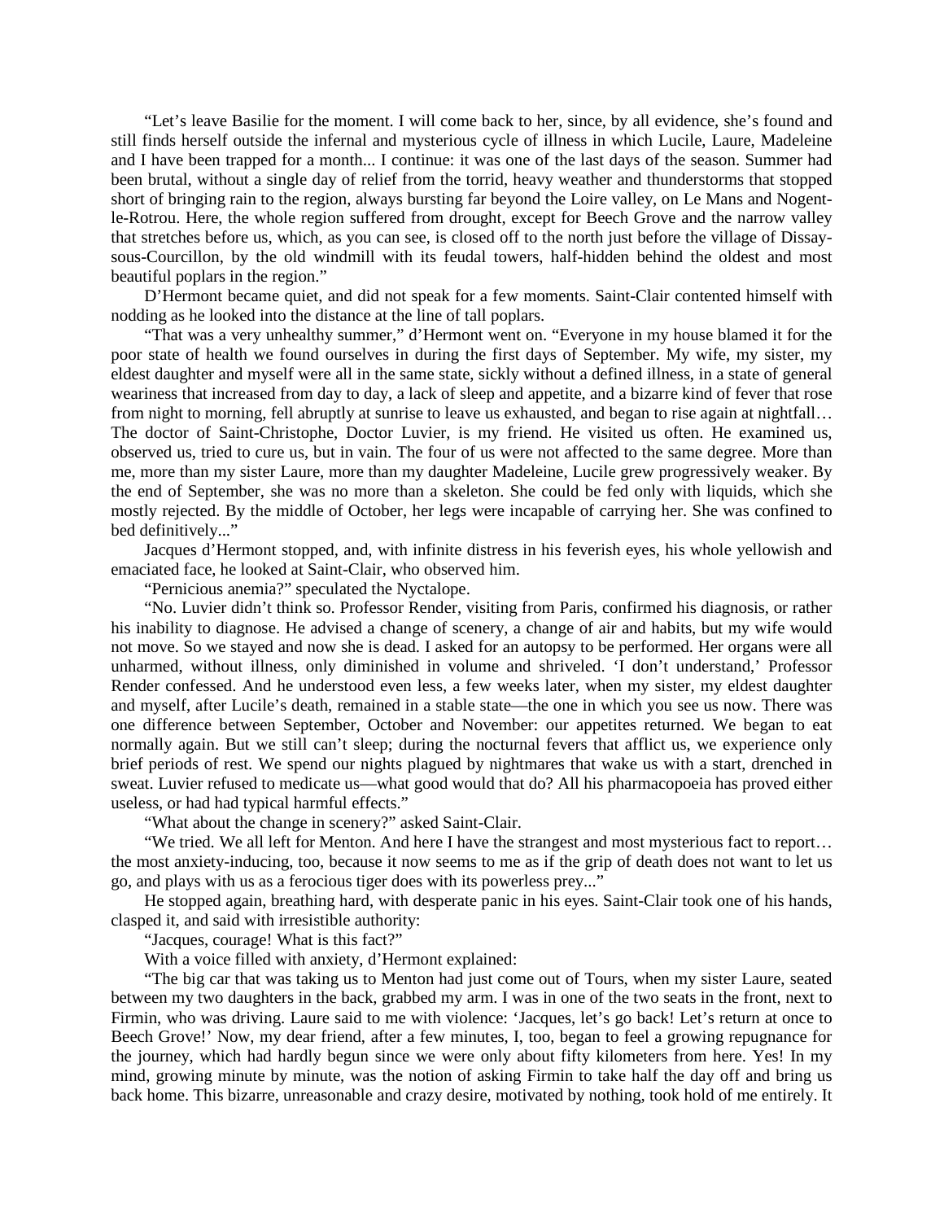“Let’s leave Basilie for the moment. I will come back to her, since, by all evidence, she’s found and still finds herself outside the infernal and mysterious cycle of illness in which Lucile, Laure, Madeleine and I have been trapped for a month... I continue: it was one of the last days of the season. Summer had been brutal, without a single day of relief from the torrid, heavy weather and thunderstorms that stopped short of bringing rain to the region, always bursting far beyond the Loire valley, on Le Mans and Nogent-le-Rotrou. Here, the whole region suffered from drought, except for Beech Grove and the narrow valley that stretches before us, which, as you can see, is closed off to the north just before the village of Dissay-sous-Courcillon, by the old windmill with its feudal towers, half-hidden behind the oldest and most beautiful poplars in the region.”

D’Hermont became quiet, and did not speak for a few moments. Saint-Clair contented himself with nodding as he looked into the distance at the line of tall poplars.

“That was a very unhealthy summer,” d’Hermont went on. “Everyone in my house blamed it for the poor state of health we found ourselves in during the first days of September. My wife, my sister, my eldest daughter and myself were all in the same state, sickly without a defined illness, in a state of general weariness that increased from day to day, a lack of sleep and appetite, and a bizarre kind of fever that rose from night to morning, fell abruptly at sunrise to leave us exhausted, and began to rise again at nightfall… The doctor of Saint-Christophe, Doctor Luvier, is my friend. He visited us often. He examined us, observed us, tried to cure us, but in vain. The four of us were not affected to the same degree. More than me, more than my sister Laure, more than my daughter Madeleine, Lucile grew progressively weaker. By the end of September, she was no more than a skeleton. She could be fed only with liquids, which she mostly rejected. By the middle of October, her legs were incapable of carrying her. She was confined to bed definitively...”

Jacques d’Hermont stopped, and, with infinite distress in his feverish eyes, his whole yellowish and emaciated face, he looked at Saint-Clair, who observed him.

“Pernicious anemia?” speculated the Nyctalope.

“No. Luvier didn’t think so. Professor Render, visiting from Paris, confirmed his diagnosis, or rather his inability to diagnose. He advised a change of scenery, a change of air and habits, but my wife would not move. So we stayed and now she is dead. I asked for an autopsy to be performed. Her organs were all unharmed, without illness, only diminished in volume and shriveled. ‘I don’t understand,’ Professor Render confessed. And he understood even less, a few weeks later, when my sister, my eldest daughter and myself, after Lucile’s death, remained in a stable state—the one in which you see us now. There was one difference between September, October and November: our appetites returned. We began to eat normally again. But we still can’t sleep; during the nocturnal fevers that afflict us, we experience only brief periods of rest. We spend our nights plagued by nightmares that wake us with a start, drenched in sweat. Luvier refused to medicate us—what good would that do? All his pharmacopoeia has proved either useless, or had had typical harmful effects.”

“What about the change in scenery?” asked Saint-Clair.

“We tried. We all left for Menton. And here I have the strangest and most mysterious fact to report… the most anxiety-inducing, too, because it now seems to me as if the grip of death does not want to let us go, and plays with us as a ferocious tiger does with its powerless prey...”

He stopped again, breathing hard, with desperate panic in his eyes. Saint-Clair took one of his hands, clasped it, and said with irresistible authority:

“Jacques, courage! What is this fact?”

With a voice filled with anxiety, d’Hermont explained:

“The big car that was taking us to Menton had just come out of Tours, when my sister Laure, seated between my two daughters in the back, grabbed my arm. I was in one of the two seats in the front, next to Firmin, who was driving. Laure said to me with violence: ‘Jacques, let’s go back! Let’s return at once to Beech Grove!’ Now, my dear friend, after a few minutes, I, too, began to feel a growing repugnance for the journey, which had hardly begun since we were only about fifty kilometers from here. Yes! In my mind, growing minute by minute, was the notion of asking Firmin to take half the day off and bring us back home. This bizarre, unreasonable and crazy desire, motivated by nothing, took hold of me entirely. It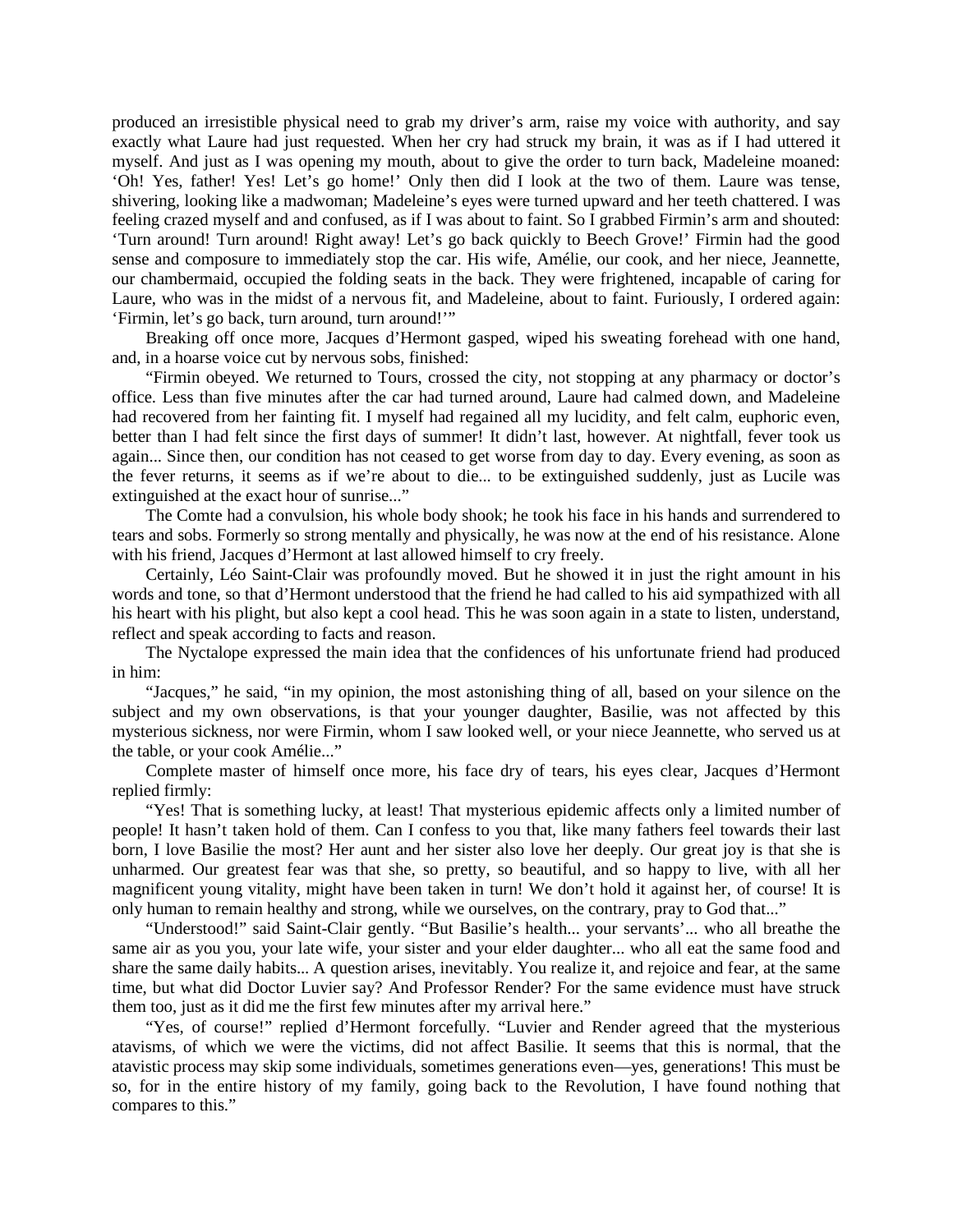produced an irresistible physical need to grab my driver's arm, raise my voice with authority, and say exactly what Laure had just requested. When her cry had struck my brain, it was as if I had uttered it myself. And just as I was opening my mouth, about to give the order to turn back, Madeleine moaned: 'Oh! Yes, father! Yes! Let's go home!' Only then did I look at the two of them. Laure was tense, shivering, looking like a madwoman; Madeleine's eyes were turned upward and her teeth chattered. I was feeling crazed myself and and confused, as if I was about to faint. So I grabbed Firmin's arm and shouted: 'Turn around! Turn around! Right away! Let's go back quickly to Beech Grove!' Firmin had the good sense and composure to immediately stop the car. His wife, Amélie, our cook, and her niece, Jeannette, our chambermaid, occupied the folding seats in the back. They were frightened, incapable of caring for Laure, who was in the midst of a nervous fit, and Madeleine, about to faint. Furiously, I ordered again: 'Firmin, let's go back, turn around, turn around!'"

Breaking off once more, Jacques d'Hermont gasped, wiped his sweating forehead with one hand, and, in a hoarse voice cut by nervous sobs, finished:

"Firmin obeyed. We returned to Tours, crossed the city, not stopping at any pharmacy or doctor's office. Less than five minutes after the car had turned around, Laure had calmed down, and Madeleine had recovered from her fainting fit. I myself had regained all my lucidity, and felt calm, euphoric even, better than I had felt since the first days of summer! It didn't last, however. At nightfall, fever took us again... Since then, our condition has not ceased to get worse from day to day. Every evening, as soon as the fever returns, it seems as if we're about to die... to be extinguished suddenly, just as Lucile was extinguished at the exact hour of sunrise..."

The Comte had a convulsion, his whole body shook; he took his face in his hands and surrendered to tears and sobs. Formerly so strong mentally and physically, he was now at the end of his resistance. Alone with his friend, Jacques d'Hermont at last allowed himself to cry freely.

Certainly, Léo Saint-Clair was profoundly moved. But he showed it in just the right amount in his words and tone, so that d'Hermont understood that the friend he had called to his aid sympathized with all his heart with his plight, but also kept a cool head. This he was soon again in a state to listen, understand, reflect and speak according to facts and reason.

The Nyctalope expressed the main idea that the confidences of his unfortunate friend had produced in him:

"Jacques," he said, "in my opinion, the most astonishing thing of all, based on your silence on the subject and my own observations, is that your younger daughter, Basilie, was not affected by this mysterious sickness, nor were Firmin, whom I saw looked well, or your niece Jeannette, who served us at the table, or your cook Amélie..."

Complete master of himself once more, his face dry of tears, his eyes clear, Jacques d'Hermont replied firmly:

"Yes! That is something lucky, at least! That mysterious epidemic affects only a limited number of people! It hasn't taken hold of them. Can I confess to you that, like many fathers feel towards their last born, I love Basilie the most? Her aunt and her sister also love her deeply. Our great joy is that she is unharmed. Our greatest fear was that she, so pretty, so beautiful, and so happy to live, with all her magnificent young vitality, might have been taken in turn! We don't hold it against her, of course! It is only human to remain healthy and strong, while we ourselves, on the contrary, pray to God that..."

"Understood!" said Saint-Clair gently. "But Basilie's health... your servants'... who all breathe the same air as you you, your late wife, your sister and your elder daughter... who all eat the same food and share the same daily habits... A question arises, inevitably. You realize it, and rejoice and fear, at the same time, but what did Doctor Luvier say? And Professor Render? For the same evidence must have struck them too, just as it did me the first few minutes after my arrival here."

"Yes, of course!" replied d'Hermont forcefully. "Luvier and Render agreed that the mysterious atavisms, of which we were the victims, did not affect Basilie. It seems that this is normal, that the atavistic process may skip some individuals, sometimes generations even—yes, generations! This must be so, for in the entire history of my family, going back to the Revolution, I have found nothing that compares to this."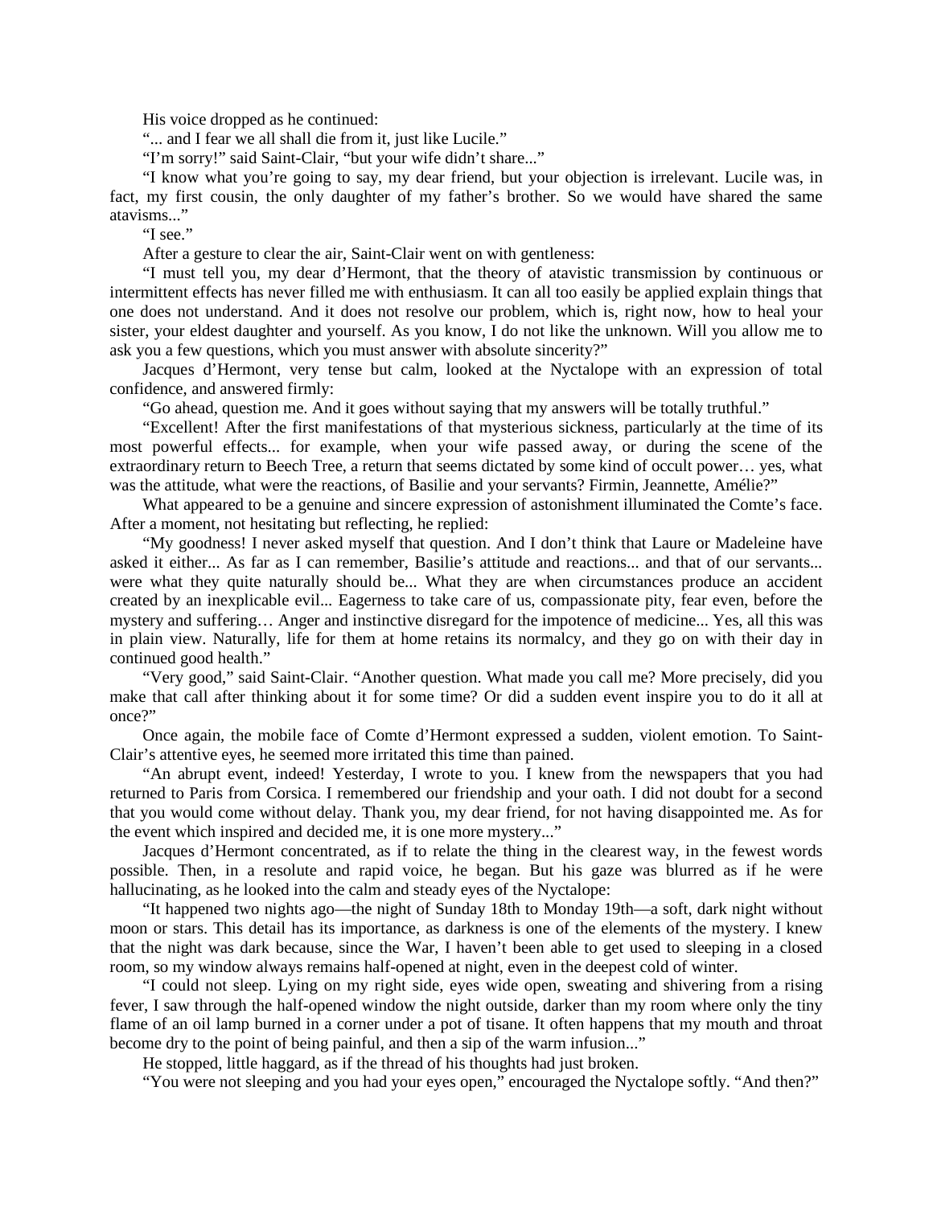His voice dropped as he continued:

"... and I fear we all shall die from it, just like Lucile."

"I'm sorry!" said Saint-Clair, "but your wife didn't share..."

"I know what you're going to say, my dear friend, but your objection is irrelevant. Lucile was, in fact, my first cousin, the only daughter of my father's brother. So we would have shared the same atavisms..."

"I see."

After a gesture to clear the air, Saint-Clair went on with gentleness:

"I must tell you, my dear d'Hermont, that the theory of atavistic transmission by continuous or intermittent effects has never filled me with enthusiasm. It can all too easily be applied explain things that one does not understand. And it does not resolve our problem, which is, right now, how to heal your sister, your eldest daughter and yourself. As you know, I do not like the unknown. Will you allow me to ask you a few questions, which you must answer with absolute sincerity?"

Jacques d'Hermont, very tense but calm, looked at the Nyctalope with an expression of total confidence, and answered firmly:

"Go ahead, question me. And it goes without saying that my answers will be totally truthful."

"Excellent! After the first manifestations of that mysterious sickness, particularly at the time of its most powerful effects... for example, when your wife passed away, or during the scene of the extraordinary return to Beech Tree, a return that seems dictated by some kind of occult power… yes, what was the attitude, what were the reactions, of Basilie and your servants? Firmin, Jeannette, Amélie?"

What appeared to be a genuine and sincere expression of astonishment illuminated the Comte's face. After a moment, not hesitating but reflecting, he replied:

"My goodness! I never asked myself that question. And I don't think that Laure or Madeleine have asked it either... As far as I can remember, Basilie's attitude and reactions... and that of our servants... were what they quite naturally should be... What they are when circumstances produce an accident created by an inexplicable evil... Eagerness to take care of us, compassionate pity, fear even, before the mystery and suffering… Anger and instinctive disregard for the impotence of medicine... Yes, all this was in plain view. Naturally, life for them at home retains its normalcy, and they go on with their day in continued good health."

"Very good," said Saint-Clair. "Another question. What made you call me? More precisely, did you make that call after thinking about it for some time? Or did a sudden event inspire you to do it all at once?"

Once again, the mobile face of Comte d'Hermont expressed a sudden, violent emotion. To Saint-Clair's attentive eyes, he seemed more irritated this time than pained.

"An abrupt event, indeed! Yesterday, I wrote to you. I knew from the newspapers that you had returned to Paris from Corsica. I remembered our friendship and your oath. I did not doubt for a second that you would come without delay. Thank you, my dear friend, for not having disappointed me. As for the event which inspired and decided me, it is one more mystery..."

Jacques d'Hermont concentrated, as if to relate the thing in the clearest way, in the fewest words possible. Then, in a resolute and rapid voice, he began. But his gaze was blurred as if he were hallucinating, as he looked into the calm and steady eyes of the Nyctalope:

"It happened two nights ago—the night of Sunday 18th to Monday 19th—a soft, dark night without moon or stars. This detail has its importance, as darkness is one of the elements of the mystery. I knew that the night was dark because, since the War, I haven't been able to get used to sleeping in a closed room, so my window always remains half-opened at night, even in the deepest cold of winter.

"I could not sleep. Lying on my right side, eyes wide open, sweating and shivering from a rising fever, I saw through the half-opened window the night outside, darker than my room where only the tiny flame of an oil lamp burned in a corner under a pot of tisane. It often happens that my mouth and throat become dry to the point of being painful, and then a sip of the warm infusion..."

He stopped, little haggard, as if the thread of his thoughts had just broken.

"You were not sleeping and you had your eyes open," encouraged the Nyctalope softly. "And then?"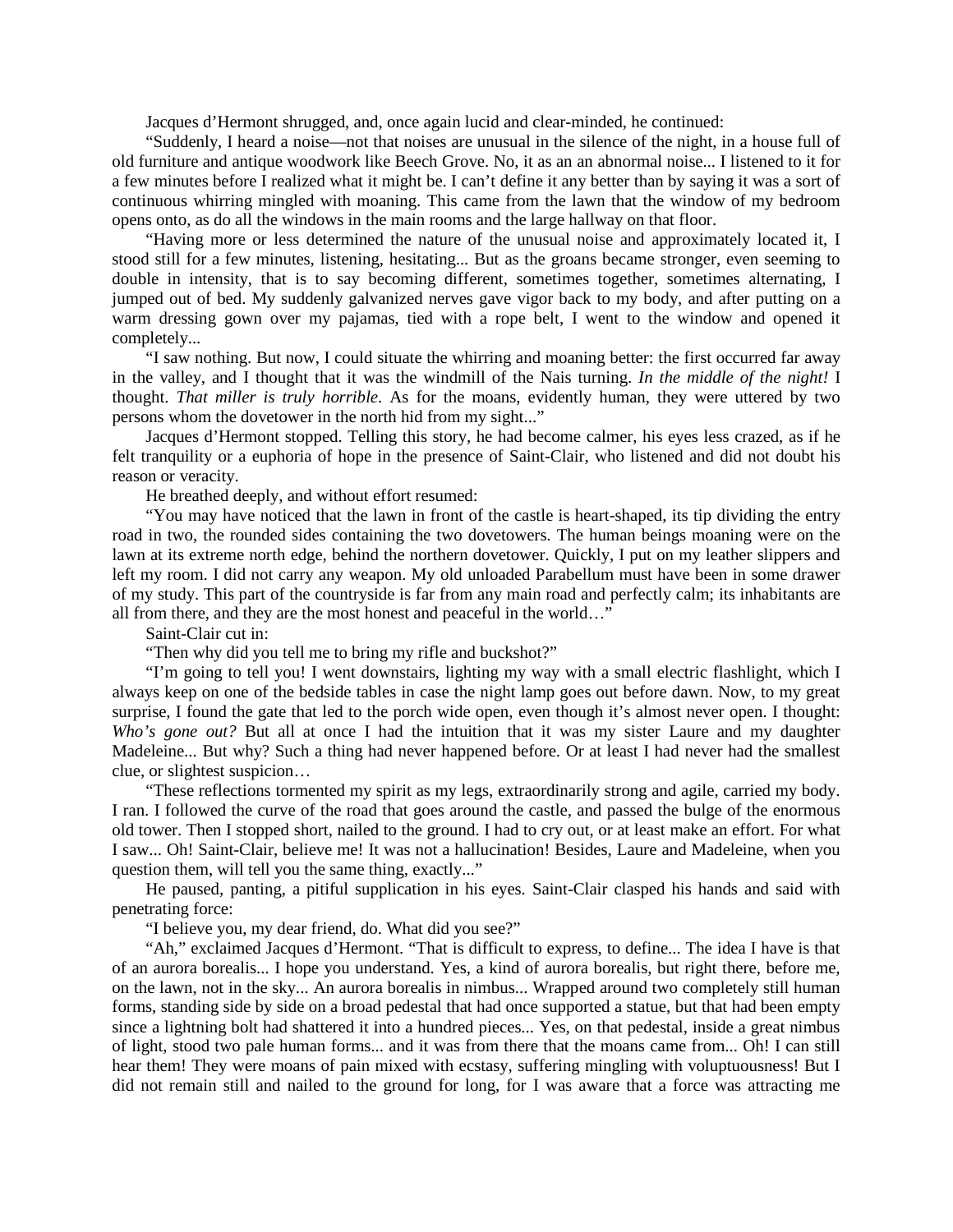Jacques d'Hermont shrugged, and, once again lucid and clear-minded, he continued:

"Suddenly, I heard a noise—not that noises are unusual in the silence of the night, in a house full of old furniture and antique woodwork like Beech Grove. No, it as an an abnormal noise... I listened to it for a few minutes before I realized what it might be. I can't define it any better than by saying it was a sort of continuous whirring mingled with moaning. This came from the lawn that the window of my bedroom opens onto, as do all the windows in the main rooms and the large hallway on that floor.

"Having more or less determined the nature of the unusual noise and approximately located it, I stood still for a few minutes, listening, hesitating... But as the groans became stronger, even seeming to double in intensity, that is to say becoming different, sometimes together, sometimes alternating, I jumped out of bed. My suddenly galvanized nerves gave vigor back to my body, and after putting on a warm dressing gown over my pajamas, tied with a rope belt, I went to the window and opened it completely...

"I saw nothing. But now, I could situate the whirring and moaning better: the first occurred far away in the valley, and I thought that it was the windmill of the Nais turning. *In the middle of the night!* I thought. *That miller is truly horrible*. As for the moans, evidently human, they were uttered by two persons whom the dovetower in the north hid from my sight..."

Jacques d'Hermont stopped. Telling this story, he had become calmer, his eyes less crazed, as if he felt tranquility or a euphoria of hope in the presence of Saint-Clair, who listened and did not doubt his reason or veracity.

He breathed deeply, and without effort resumed:

"You may have noticed that the lawn in front of the castle is heart-shaped, its tip dividing the entry road in two, the rounded sides containing the two dovetowers. The human beings moaning were on the lawn at its extreme north edge, behind the northern dovetower. Quickly, I put on my leather slippers and left my room. I did not carry any weapon. My old unloaded Parabellum must have been in some drawer of my study. This part of the countryside is far from any main road and perfectly calm; its inhabitants are all from there, and they are the most honest and peaceful in the world…"

Saint-Clair cut in:

"Then why did you tell me to bring my rifle and buckshot?"

"I'm going to tell you! I went downstairs, lighting my way with a small electric flashlight, which I always keep on one of the bedside tables in case the night lamp goes out before dawn. Now, to my great surprise, I found the gate that led to the porch wide open, even though it's almost never open. I thought: *Who's gone out?* But all at once I had the intuition that it was my sister Laure and my daughter Madeleine... But why? Such a thing had never happened before. Or at least I had never had the smallest clue, or slightest suspicion…

"These reflections tormented my spirit as my legs, extraordinarily strong and agile, carried my body. I ran. I followed the curve of the road that goes around the castle, and passed the bulge of the enormous old tower. Then I stopped short, nailed to the ground. I had to cry out, or at least make an effort. For what I saw... Oh! Saint-Clair, believe me! It was not a hallucination! Besides, Laure and Madeleine, when you question them, will tell you the same thing, exactly..."

He paused, panting, a pitiful supplication in his eyes. Saint-Clair clasped his hands and said with penetrating force:

"I believe you, my dear friend, do. What did you see?"

"Ah," exclaimed Jacques d'Hermont. "That is difficult to express, to define... The idea I have is that of an aurora borealis... I hope you understand. Yes, a kind of aurora borealis, but right there, before me, on the lawn, not in the sky... An aurora borealis in nimbus... Wrapped around two completely still human forms, standing side by side on a broad pedestal that had once supported a statue, but that had been empty since a lightning bolt had shattered it into a hundred pieces... Yes, on that pedestal, inside a great nimbus of light, stood two pale human forms... and it was from there that the moans came from... Oh! I can still hear them! They were moans of pain mixed with ecstasy, suffering mingling with voluptuousness! But I did not remain still and nailed to the ground for long, for I was aware that a force was attracting me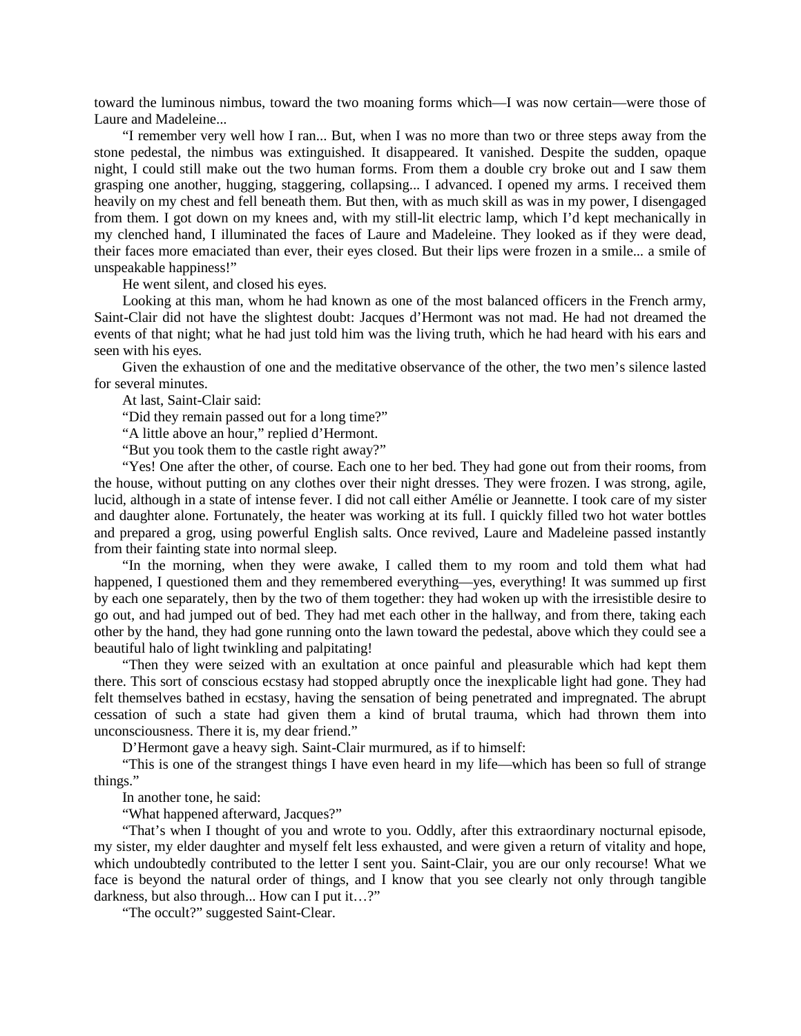toward the luminous nimbus, toward the two moaning forms which—I was now certain—were those of Laure and Madeleine...

"I remember very well how I ran... But, when I was no more than two or three steps away from the stone pedestal, the nimbus was extinguished. It disappeared. It vanished. Despite the sudden, opaque night, I could still make out the two human forms. From them a double cry broke out and I saw them grasping one another, hugging, staggering, collapsing... I advanced. I opened my arms. I received them heavily on my chest and fell beneath them. But then, with as much skill as was in my power, I disengaged from them. I got down on my knees and, with my still-lit electric lamp, which I'd kept mechanically in my clenched hand, I illuminated the faces of Laure and Madeleine. They looked as if they were dead, their faces more emaciated than ever, their eyes closed. But their lips were frozen in a smile... a smile of unspeakable happiness!"

He went silent, and closed his eyes.

Looking at this man, whom he had known as one of the most balanced officers in the French army, Saint-Clair did not have the slightest doubt: Jacques d'Hermont was not mad. He had not dreamed the events of that night; what he had just told him was the living truth, which he had heard with his ears and seen with his eyes.

Given the exhaustion of one and the meditative observance of the other, the two men's silence lasted for several minutes.

At last, Saint-Clair said:

"Did they remain passed out for a long time?"

"A little above an hour," replied d'Hermont.

"But you took them to the castle right away?"

"Yes! One after the other, of course. Each one to her bed. They had gone out from their rooms, from the house, without putting on any clothes over their night dresses. They were frozen. I was strong, agile, lucid, although in a state of intense fever. I did not call either Amélie or Jeannette. I took care of my sister and daughter alone. Fortunately, the heater was working at its full. I quickly filled two hot water bottles and prepared a grog, using powerful English salts. Once revived, Laure and Madeleine passed instantly from their fainting state into normal sleep.

"In the morning, when they were awake, I called them to my room and told them what had happened, I questioned them and they remembered everything—yes, everything! It was summed up first by each one separately, then by the two of them together: they had woken up with the irresistible desire to go out, and had jumped out of bed. They had met each other in the hallway, and from there, taking each other by the hand, they had gone running onto the lawn toward the pedestal, above which they could see a beautiful halo of light twinkling and palpitating!

"Then they were seized with an exultation at once painful and pleasurable which had kept them there. This sort of conscious ecstasy had stopped abruptly once the inexplicable light had gone. They had felt themselves bathed in ecstasy, having the sensation of being penetrated and impregnated. The abrupt cessation of such a state had given them a kind of brutal trauma, which had thrown them into unconsciousness. There it is, my dear friend."

D'Hermont gave a heavy sigh. Saint-Clair murmured, as if to himself:

"This is one of the strangest things I have even heard in my life—which has been so full of strange things."

In another tone, he said:

"What happened afterward, Jacques?"

"That's when I thought of you and wrote to you. Oddly, after this extraordinary nocturnal episode, my sister, my elder daughter and myself felt less exhausted, and were given a return of vitality and hope, which undoubtedly contributed to the letter I sent you. Saint-Clair, you are our only recourse! What we face is beyond the natural order of things, and I know that you see clearly not only through tangible darkness, but also through... How can I put it…?"

"The occult?" suggested Saint-Clear.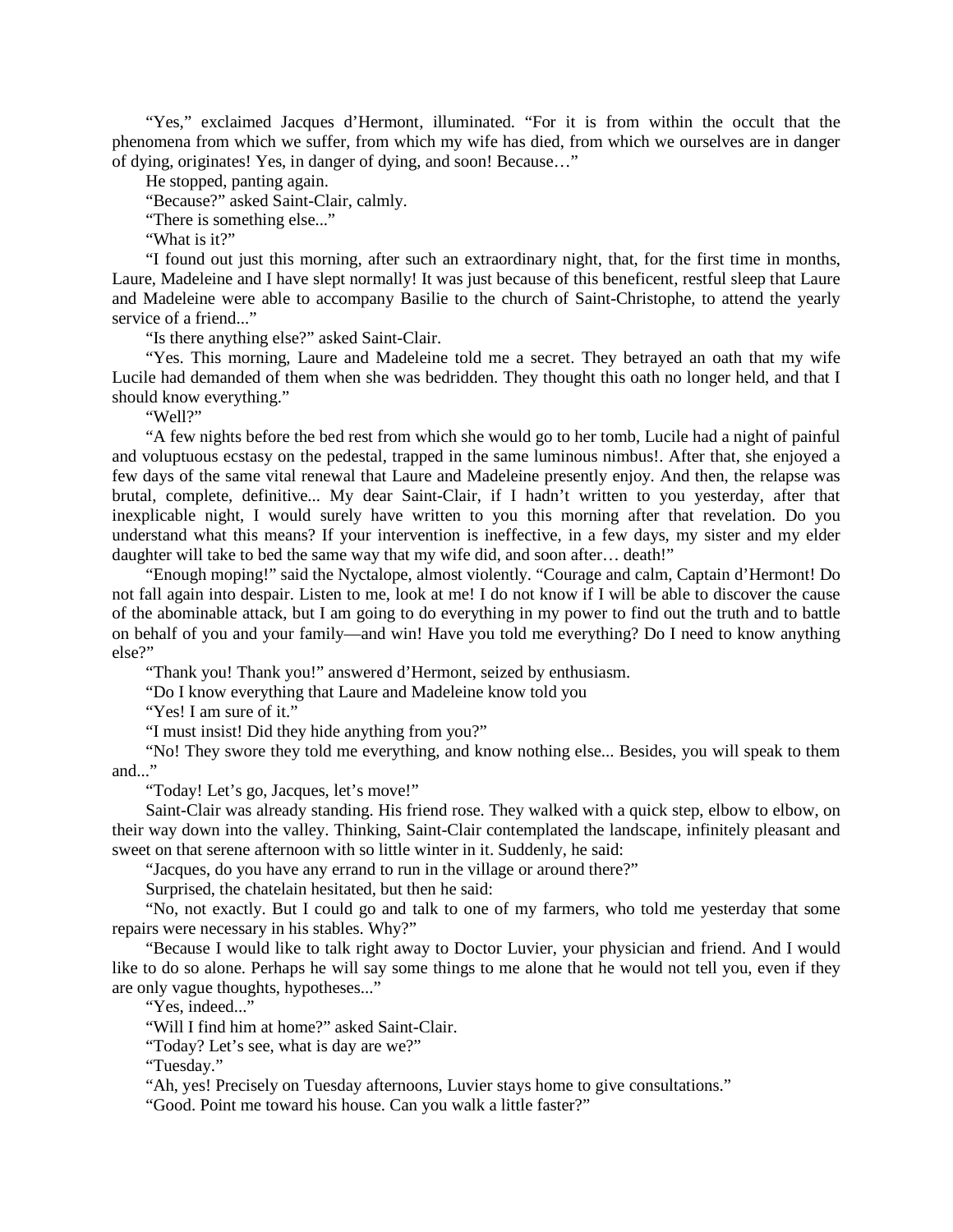"Yes," exclaimed Jacques d'Hermont, illuminated. "For it is from within the occult that the phenomena from which we suffer, from which my wife has died, from which we ourselves are in danger of dying, originates! Yes, in danger of dying, and soon! Because…"

He stopped, panting again.

"Because?" asked Saint-Clair, calmly.

"There is something else..."

"What is it?"

"I found out just this morning, after such an extraordinary night, that, for the first time in months, Laure, Madeleine and I have slept normally! It was just because of this beneficent, restful sleep that Laure and Madeleine were able to accompany Basilie to the church of Saint-Christophe, to attend the yearly service of a friend..."

"Is there anything else?" asked Saint-Clair.

"Yes. This morning, Laure and Madeleine told me a secret. They betrayed an oath that my wife Lucile had demanded of them when she was bedridden. They thought this oath no longer held, and that I should know everything."

"Well?"

"A few nights before the bed rest from which she would go to her tomb, Lucile had a night of painful and voluptuous ecstasy on the pedestal, trapped in the same luminous nimbus!. After that, she enjoyed a few days of the same vital renewal that Laure and Madeleine presently enjoy. And then, the relapse was brutal, complete, definitive... My dear Saint-Clair, if I hadn't written to you yesterday, after that inexplicable night, I would surely have written to you this morning after that revelation. Do you understand what this means? If your intervention is ineffective, in a few days, my sister and my elder daughter will take to bed the same way that my wife did, and soon after… death!"

"Enough moping!" said the Nyctalope, almost violently. "Courage and calm, Captain d'Hermont! Do not fall again into despair. Listen to me, look at me! I do not know if I will be able to discover the cause of the abominable attack, but I am going to do everything in my power to find out the truth and to battle on behalf of you and your family—and win! Have you told me everything? Do I need to know anything else?"

"Thank you! Thank you!" answered d'Hermont, seized by enthusiasm.

"Do I know everything that Laure and Madeleine know told you

"Yes! I am sure of it."

"I must insist! Did they hide anything from you?"

"No! They swore they told me everything, and know nothing else... Besides, you will speak to them and..."

"Today! Let's go, Jacques, let's move!"

Saint-Clair was already standing. His friend rose. They walked with a quick step, elbow to elbow, on their way down into the valley. Thinking, Saint-Clair contemplated the landscape, infinitely pleasant and sweet on that serene afternoon with so little winter in it. Suddenly, he said:

"Jacques, do you have any errand to run in the village or around there?"

Surprised, the chatelain hesitated, but then he said:

"No, not exactly. But I could go and talk to one of my farmers, who told me yesterday that some repairs were necessary in his stables. Why?"

"Because I would like to talk right away to Doctor Luvier, your physician and friend. And I would like to do so alone. Perhaps he will say some things to me alone that he would not tell you, even if they are only vague thoughts, hypotheses..."

"Yes, indeed..."

"Will I find him at home?" asked Saint-Clair.

"Today? Let's see, what is day are we?"

"Tuesday."

"Ah, yes! Precisely on Tuesday afternoons, Luvier stays home to give consultations."

"Good. Point me toward his house. Can you walk a little faster?"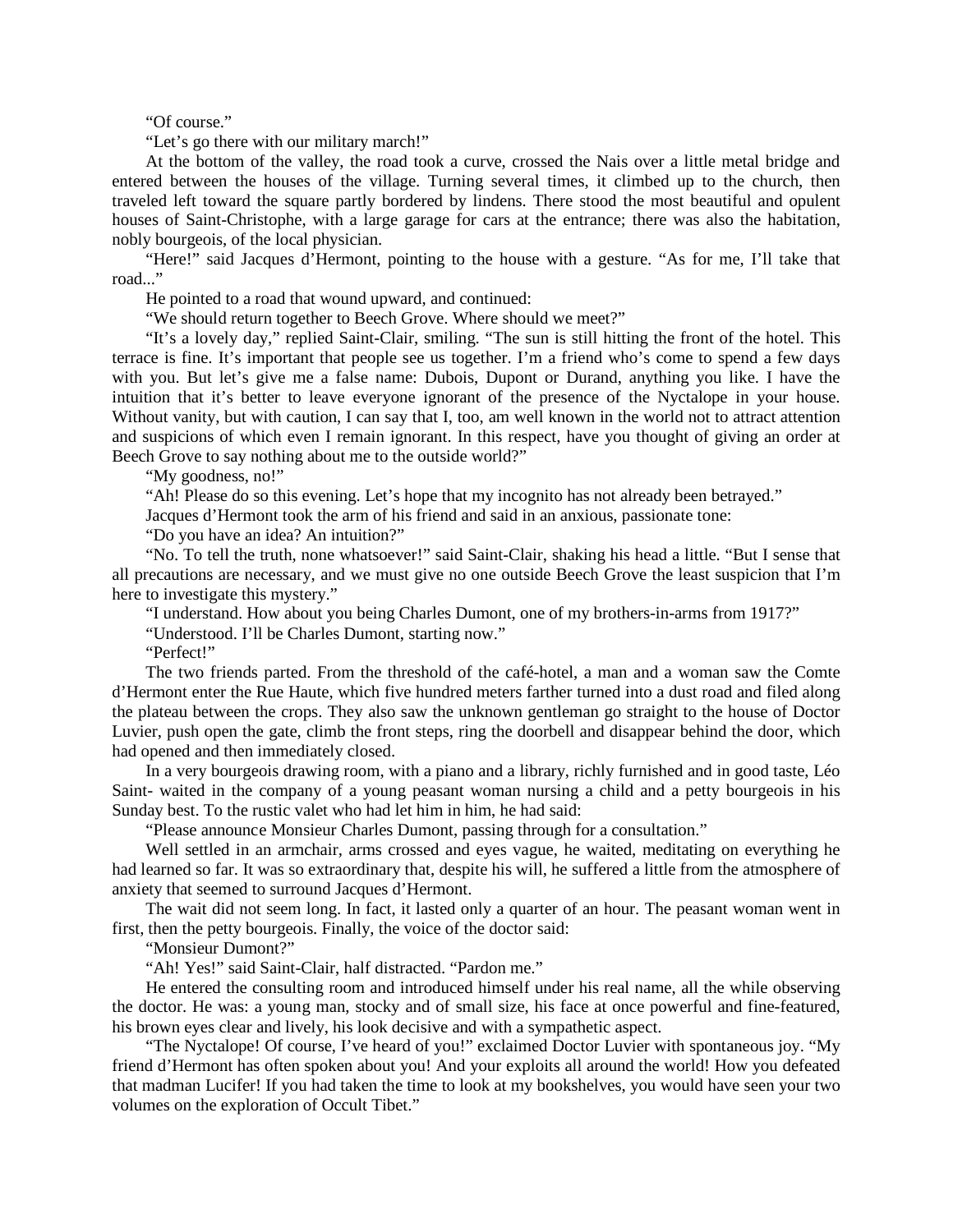"Of course."

"Let's go there with our military march!"

At the bottom of the valley, the road took a curve, crossed the Nais over a little metal bridge and entered between the houses of the village. Turning several times, it climbed up to the church, then traveled left toward the square partly bordered by lindens. There stood the most beautiful and opulent houses of Saint-Christophe, with a large garage for cars at the entrance; there was also the habitation, nobly bourgeois, of the local physician.

"Here!" said Jacques d'Hermont, pointing to the house with a gesture. "As for me, I'll take that road..."

He pointed to a road that wound upward, and continued:

"We should return together to Beech Grove. Where should we meet?"

"It's a lovely day," replied Saint-Clair, smiling. "The sun is still hitting the front of the hotel. This terrace is fine. It's important that people see us together. I'm a friend who's come to spend a few days with you. But let's give me a false name: Dubois, Dupont or Durand, anything you like. I have the intuition that it's better to leave everyone ignorant of the presence of the Nyctalope in your house. Without vanity, but with caution, I can say that I, too, am well known in the world not to attract attention and suspicions of which even I remain ignorant. In this respect, have you thought of giving an order at Beech Grove to say nothing about me to the outside world?"

"My goodness, no!"

"Ah! Please do so this evening. Let's hope that my incognito has not already been betrayed."

Jacques d'Hermont took the arm of his friend and said in an anxious, passionate tone:

"Do you have an idea? An intuition?"

"No. To tell the truth, none whatsoever!" said Saint-Clair, shaking his head a little. "But I sense that all precautions are necessary, and we must give no one outside Beech Grove the least suspicion that I'm here to investigate this mystery."

"I understand. How about you being Charles Dumont, one of my brothers-in-arms from 1917?"

"Understood. I'll be Charles Dumont, starting now."

"Perfect!"

The two friends parted. From the threshold of the café-hotel, a man and a woman saw the Comte d'Hermont enter the Rue Haute, which five hundred meters farther turned into a dust road and filed along the plateau between the crops. They also saw the unknown gentleman go straight to the house of Doctor Luvier, push open the gate, climb the front steps, ring the doorbell and disappear behind the door, which had opened and then immediately closed.

In a very bourgeois drawing room, with a piano and a library, richly furnished and in good taste, Léo Saint- waited in the company of a young peasant woman nursing a child and a petty bourgeois in his Sunday best. To the rustic valet who had let him in him, he had said:

"Please announce Monsieur Charles Dumont, passing through for a consultation."

Well settled in an armchair, arms crossed and eyes vague, he waited, meditating on everything he had learned so far. It was so extraordinary that, despite his will, he suffered a little from the atmosphere of anxiety that seemed to surround Jacques d'Hermont.

The wait did not seem long. In fact, it lasted only a quarter of an hour. The peasant woman went in first, then the petty bourgeois. Finally, the voice of the doctor said:

"Monsieur Dumont?"

"Ah! Yes!" said Saint-Clair, half distracted. "Pardon me."

He entered the consulting room and introduced himself under his real name, all the while observing the doctor. He was: a young man, stocky and of small size, his face at once powerful and fine-featured, his brown eyes clear and lively, his look decisive and with a sympathetic aspect.

"The Nyctalope! Of course, I've heard of you!" exclaimed Doctor Luvier with spontaneous joy. "My friend d'Hermont has often spoken about you! And your exploits all around the world! How you defeated that madman Lucifer! If you had taken the time to look at my bookshelves, you would have seen your two volumes on the exploration of Occult Tibet."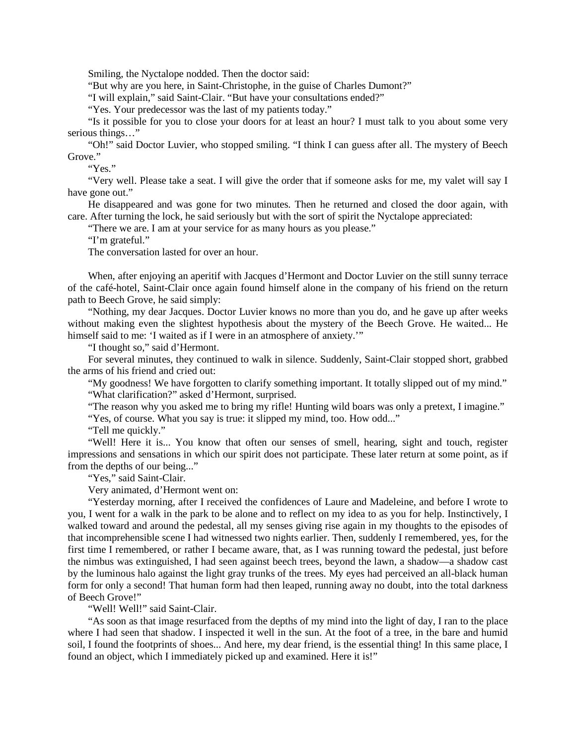Smiling, the Nyctalope nodded. Then the doctor said:

"But why are you here, in Saint-Christophe, in the guise of Charles Dumont?"

"I will explain," said Saint-Clair. "But have your consultations ended?"

"Yes. Your predecessor was the last of my patients today."

"Is it possible for you to close your doors for at least an hour? I must talk to you about some very serious things…"

"Oh!" said Doctor Luvier, who stopped smiling. "I think I can guess after all. The mystery of Beech Grove."

"Yes."

"Very well. Please take a seat. I will give the order that if someone asks for me, my valet will say I have gone out."

He disappeared and was gone for two minutes. Then he returned and closed the door again, with care. After turning the lock, he said seriously but with the sort of spirit the Nyctalope appreciated:

"There we are. I am at your service for as many hours as you please."

"I'm grateful."

The conversation lasted for over an hour.

When, after enjoying an aperitif with Jacques d'Hermont and Doctor Luvier on the still sunny terrace of the café-hotel, Saint-Clair once again found himself alone in the company of his friend on the return path to Beech Grove, he said simply:

"Nothing, my dear Jacques. Doctor Luvier knows no more than you do, and he gave up after weeks without making even the slightest hypothesis about the mystery of the Beech Grove. He waited... He himself said to me: 'I waited as if I were in an atmosphere of anxiety.'"

"I thought so," said d'Hermont.

For several minutes, they continued to walk in silence. Suddenly, Saint-Clair stopped short, grabbed the arms of his friend and cried out:

"My goodness! We have forgotten to clarify something important. It totally slipped out of my mind."

"What clarification?" asked d'Hermont, surprised.

"The reason why you asked me to bring my rifle! Hunting wild boars was only a pretext, I imagine."

"Yes, of course. What you say is true: it slipped my mind, too. How odd..."

"Tell me quickly."

"Well! Here it is... You know that often our senses of smell, hearing, sight and touch, register impressions and sensations in which our spirit does not participate. These later return at some point, as if from the depths of our being..."

"Yes," said Saint-Clair.

Very animated, d'Hermont went on:

"Yesterday morning, after I received the confidences of Laure and Madeleine, and before I wrote to you, I went for a walk in the park to be alone and to reflect on my idea to as you for help. Instinctively, I walked toward and around the pedestal, all my senses giving rise again in my thoughts to the episodes of that incomprehensible scene I had witnessed two nights earlier. Then, suddenly I remembered, yes, for the first time I remembered, or rather I became aware, that, as I was running toward the pedestal, just before the nimbus was extinguished, I had seen against beech trees, beyond the lawn, a shadow—a shadow cast by the luminous halo against the light gray trunks of the trees. My eyes had perceived an all-black human form for only a second! That human form had then leaped, running away no doubt, into the total darkness of Beech Grove!"

"Well! Well!" said Saint-Clair.

"As soon as that image resurfaced from the depths of my mind into the light of day, I ran to the place where I had seen that shadow. I inspected it well in the sun. At the foot of a tree, in the bare and humid soil, I found the footprints of shoes... And here, my dear friend, is the essential thing! In this same place, I found an object, which I immediately picked up and examined. Here it is!"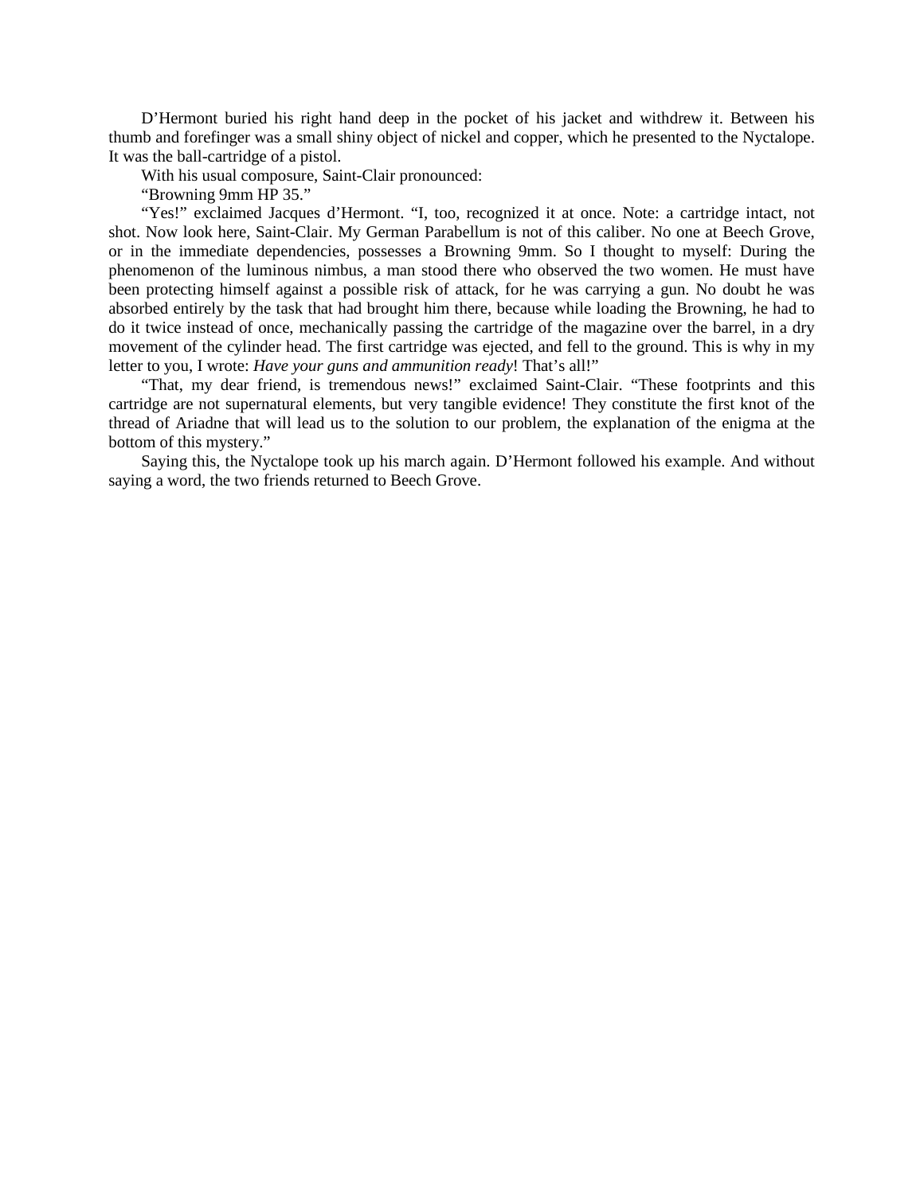D'Hermont buried his right hand deep in the pocket of his jacket and withdrew it. Between his thumb and forefinger was a small shiny object of nickel and copper, which he presented to the Nyctalope. It was the ball-cartridge of a pistol.

With his usual composure, Saint-Clair pronounced:

"Browning 9mm HP 35."

"Yes!" exclaimed Jacques d'Hermont. "I, too, recognized it at once. Note: a cartridge intact, not shot. Now look here, Saint-Clair. My German Parabellum is not of this caliber. No one at Beech Grove, or in the immediate dependencies, possesses a Browning 9mm. So I thought to myself: During the phenomenon of the luminous nimbus, a man stood there who observed the two women. He must have been protecting himself against a possible risk of attack, for he was carrying a gun. No doubt he was absorbed entirely by the task that had brought him there, because while loading the Browning, he had to do it twice instead of once, mechanically passing the cartridge of the magazine over the barrel, in a dry movement of the cylinder head. The first cartridge was ejected, and fell to the ground. This is why in my letter to you, I wrote: *Have your guns and ammunition ready*! That's all!"

"That, my dear friend, is tremendous news!" exclaimed Saint-Clair. "These footprints and this cartridge are not supernatural elements, but very tangible evidence! They constitute the first knot of the thread of Ariadne that will lead us to the solution to our problem, the explanation of the enigma at the bottom of this mystery."

Saying this, the Nyctalope took up his march again. D'Hermont followed his example. And without saying a word, the two friends returned to Beech Grove.